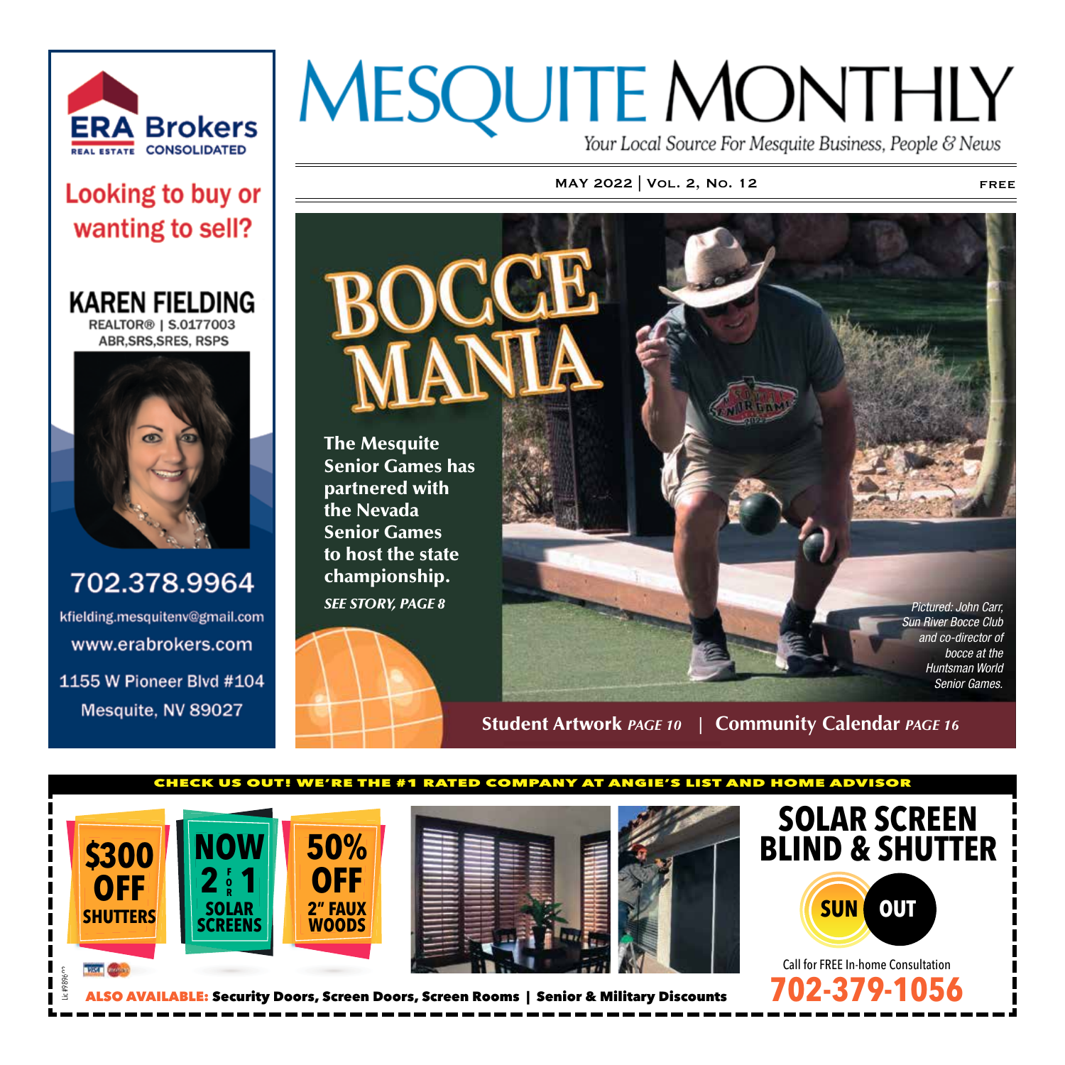# MESQUITE MONTHLY

*Your Local Source For Mesquite Business, People & News*

MAY 2022 | VOL. 2, NO. 12 FREE

ERA Brokers
REAL ESTATE CONSOLIDATED

**Looking to buy or wanting to sell?**

**KAREN FIELDING**
REALTOR® | S.0177003
ABR,SRS,SRES, RSPS

702.378.9964
kfielding.mesquitenv@gmail.com
www.erabrokers.com
1155 W Pioneer Blvd #104
Mesquite, NV 89027

## BOCCE MANIA

**The Mesquite Senior Games has partnered with the Nevada Senior Games to host the state championship.**

***SEE STORY, PAGE 8***

*Pictured: John Carr, Sun River Bocce Club and co-director of bocce at the Huntsman World Senior Games.*

**Student Artwork** *PAGE 10* | **Community Calendar** *PAGE 16*

---

**CHECK US OUT! WE'RE THE #1 RATED COMPANY AT ANGIE'S LIST AND HOME ADVISOR**

**$300 OFF SHUTTERS**

**NOW 2 FOR 1 SOLAR SCREENS**

**50% OFF 2" FAUX WOODS**

## SOLAR SCREEN BLIND & SHUTTER

SUN OUT

Call for FREE In-home Consultation

**702-379-1056**

Lic#9896

**ALSO AVAILABLE:** Security Doors, Screen Doors, Screen Rooms | Senior & Military Discounts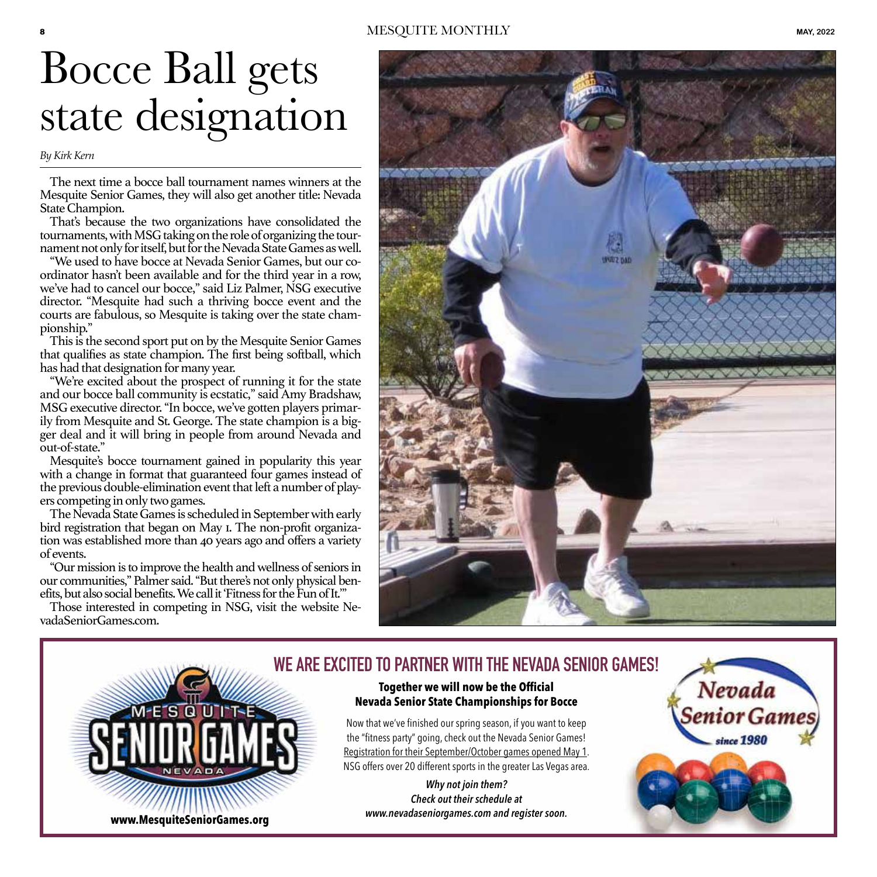# Bocce Ball gets state designation

*By Kirk Kern*

The next time a bocce ball tournament names winners at the Mesquite Senior Games, they will also get another title: Nevada State Champion.

That's because the two organizations have consolidated the tournaments, with MSG taking on the role of organizing the tournament not only for itself, but for the Nevada State Games as well.

"We used to have bocce at Nevada Senior Games, but our coordinator hasn't been available and for the third year in a row, we've had to cancel our bocce," said Liz Palmer, NSG executive director. "Mesquite had such a thriving bocce event and the courts are fabulous, so Mesquite is taking over the state championship."

This is the second sport put on by the Mesquite Senior Games that qualifies as state champion. The first being softball, which has had that designation for many year.

"We're excited about the prospect of running it for the state and our bocce ball community is ecstatic," said Amy Bradshaw, MSG executive director. "In bocce, we've gotten players primarily from Mesquite and St. George. The state champion is a bigger deal and it will bring in people from around Nevada and out-of-state."

Mesquite's bocce tournament gained in popularity this year with a change in format that guaranteed four games instead of the previous double-elimination event that left a number of players competing in only two games.

The Nevada State Games is scheduled in September with early bird registration that began on May 1. The non-profit organization was established more than 40 years ago and offers a variety of events.

"Our mission is to improve the health and wellness of seniors in our communities," Palmer said. "But there's not only physical benefits, but also social benefits. We call it 'Fitness for the Fun of It.'"

Those interested in competing in NSG, visit the website NevadaSeniorGames.com.

## WE ARE EXCITED TO PARTNER WITH THE NEVADA SENIOR GAMES!

MESQUITE SENIOR GAMES NEVADA

**www.MesquiteSeniorGames.org**

**Together we will now be the Official Nevada Senior State Championships for Bocce**

Now that we've finished our spring season, if you want to keep the "fitness party" going, check out the Nevada Senior Games! Registration for their September/October games opened May 1. NSG offers over 20 different sports in the greater Las Vegas area.

***Why not join them? Check out their schedule at www.nevadaseniorgames.com and register soon.***

Nevada Senior Games since 1980